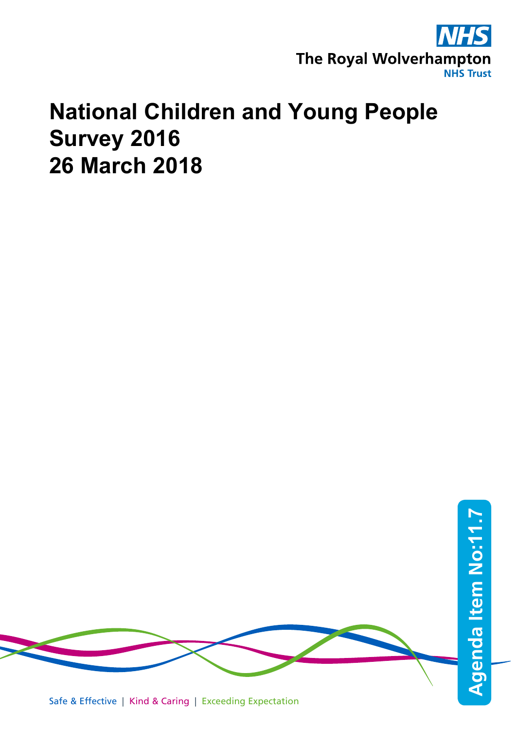The Royal Wolverhampton NHS Trust

# National Children and Young People Survey 2016
# 26 March 2018

Agenda Item No:11.7

Safe & Effective | Kind & Caring | Exceeding Expectation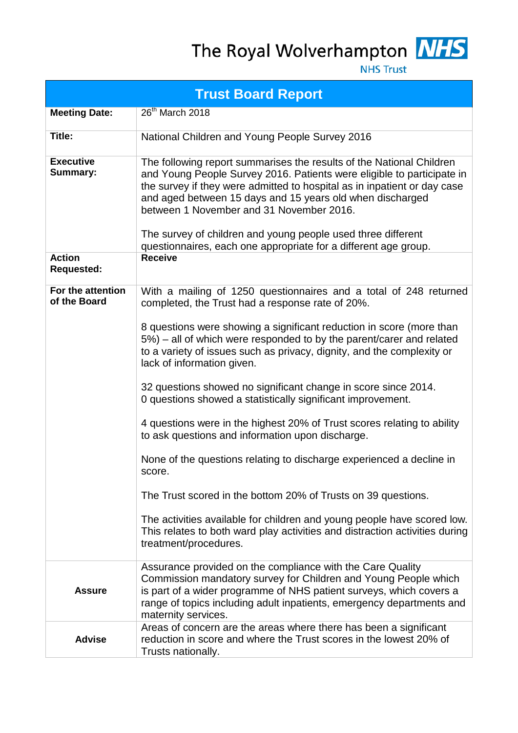The Royal Wolverhampton NHS Trust

# Trust Board Report

| | |
|---|---|
| **Meeting Date:** | 26th March 2018 |
| **Title:** | National Children and Young People Survey 2016 |
| **Executive Summary:** | The following report summarises the results of the National Children and Young People Survey 2016. Patients were eligible to participate in the survey if they were admitted to hospital as in inpatient or day case and aged between 15 days and 15 years old when discharged between 1 November and 31 November 2016.<br><br>The survey of children and young people used three different questionnaires, each one appropriate for a different age group. |
| **Action Requested:** | **Receive** |
| **For the attention of the Board** | With a mailing of 1250 questionnaires and a total of 248 returned completed, the Trust had a response rate of 20%.<br><br>8 questions were showing a significant reduction in score (more than 5%) – all of which were responded to by the parent/carer and related to a variety of issues such as privacy, dignity, and the complexity or lack of information given.<br><br>32 questions showed no significant change in score since 2014.<br>0 questions showed a statistically significant improvement.<br><br>4 questions were in the highest 20% of Trust scores relating to ability to ask questions and information upon discharge.<br><br>None of the questions relating to discharge experienced a decline in score.<br><br>The Trust scored in the bottom 20% of Trusts on 39 questions.<br><br>The activities available for children and young people have scored low. This relates to both ward play activities and distraction activities during treatment/procedures. |
| **Assure** | Assurance provided on the compliance with the Care Quality Commission mandatory survey for Children and Young People which is part of a wider programme of NHS patient surveys, which covers a range of topics including adult inpatients, emergency departments and maternity services. |
| **Advise** | Areas of concern are the areas where there has been a significant reduction in score and where the Trust scores in the lowest 20% of Trusts nationally. |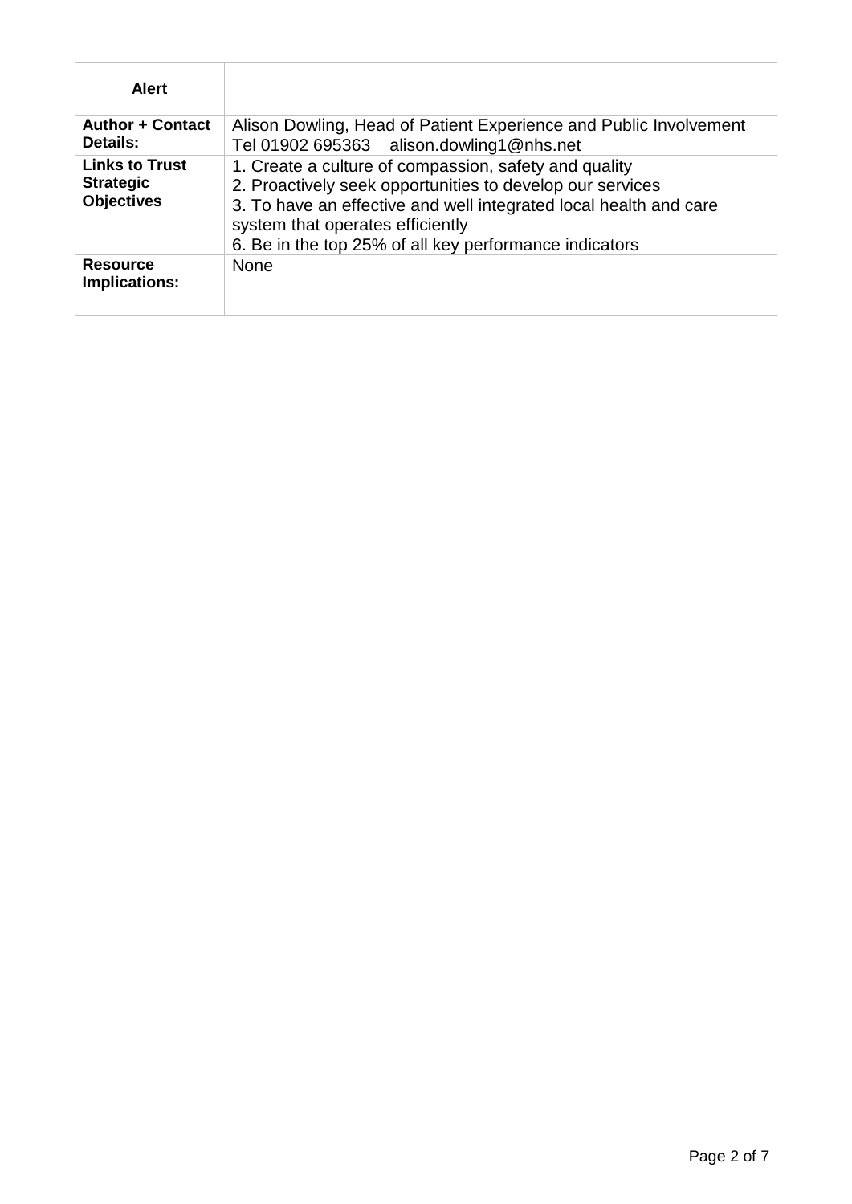| **Alert** | |
|---|---|
| **Author + Contact Details:** | Alison Dowling, Head of Patient Experience and Public Involvement<br>Tel 01902 695363 alison.dowling1@nhs.net |
| **Links to Trust Strategic Objectives** | 1. Create a culture of compassion, safety and quality<br>2. Proactively seek opportunities to develop our services<br>3. To have an effective and well integrated local health and care system that operates efficiently<br>6. Be in the top 25% of all key performance indicators |
| **Resource Implications:** | None |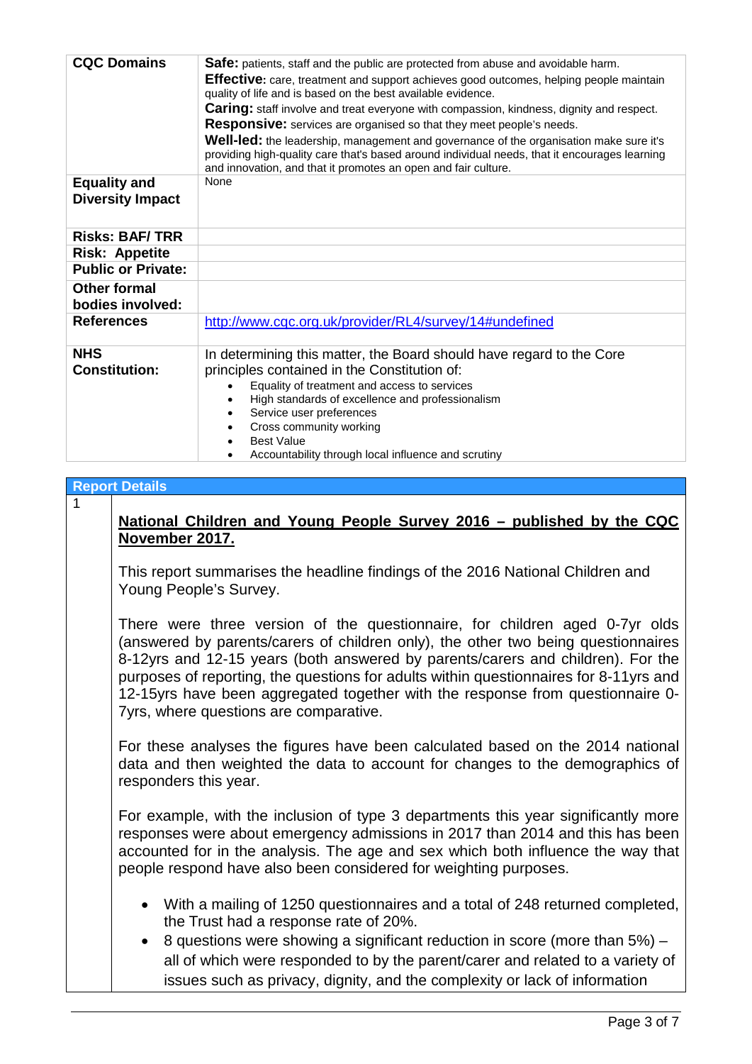| | |
|---|---|
| **CQC Domains** | **Safe:** patients, staff and the public are protected from abuse and avoidable harm.<br>**Effective:** care, treatment and support achieves good outcomes, helping people maintain quality of life and is based on the best available evidence.<br>**Caring:** staff involve and treat everyone with compassion, kindness, dignity and respect.<br>**Responsive:** services are organised so that they meet people's needs.<br>**Well-led:** the leadership, management and governance of the organisation make sure it's providing high-quality care that's based around individual needs, that it encourages learning and innovation, and that it promotes an open and fair culture. |
| **Equality and Diversity Impact** | None |
| **Risks: BAF/ TRR** | |
| **Risk: Appetite** | |
| **Public or Private:** | |
| **Other formal bodies involved:** | |
| **References** | [http://www.cqc.org.uk/provider/RL4/survey/14#undefined](http://www.cqc.org.uk/provider/RL4/survey/14#undefined) |
| **NHS Constitution:** | In determining this matter, the Board should have regard to the Core principles contained in the Constitution of:<br>• Equality of treatment and access to services<br>• High standards of excellence and professionalism<br>• Service user preferences<br>• Cross community working<br>• Best Value<br>• Accountability through local influence and scrutiny |

## Report Details

1

**National Children and Young People Survey 2016 – published by the CQC November 2017.**

This report summarises the headline findings of the 2016 National Children and Young People's Survey.

There were three version of the questionnaire, for children aged 0-7yr olds (answered by parents/carers of children only), the other two being questionnaires 8-12yrs and 12-15 years (both answered by parents/carers and children). For the purposes of reporting, the questions for adults within questionnaires for 8-11yrs and 12-15yrs have been aggregated together with the response from questionnaire 0-7yrs, where questions are comparative.

For these analyses the figures have been calculated based on the 2014 national data and then weighted the data to account for changes to the demographics of responders this year.

For example, with the inclusion of type 3 departments this year significantly more responses were about emergency admissions in 2017 than 2014 and this has been accounted for in the analysis. The age and sex which both influence the way that people respond have also been considered for weighting purposes.

- With a mailing of 1250 questionnaires and a total of 248 returned completed, the Trust had a response rate of 20%.
- 8 questions were showing a significant reduction in score (more than 5%) – all of which were responded to by the parent/carer and related to a variety of issues such as privacy, dignity, and the complexity or lack of information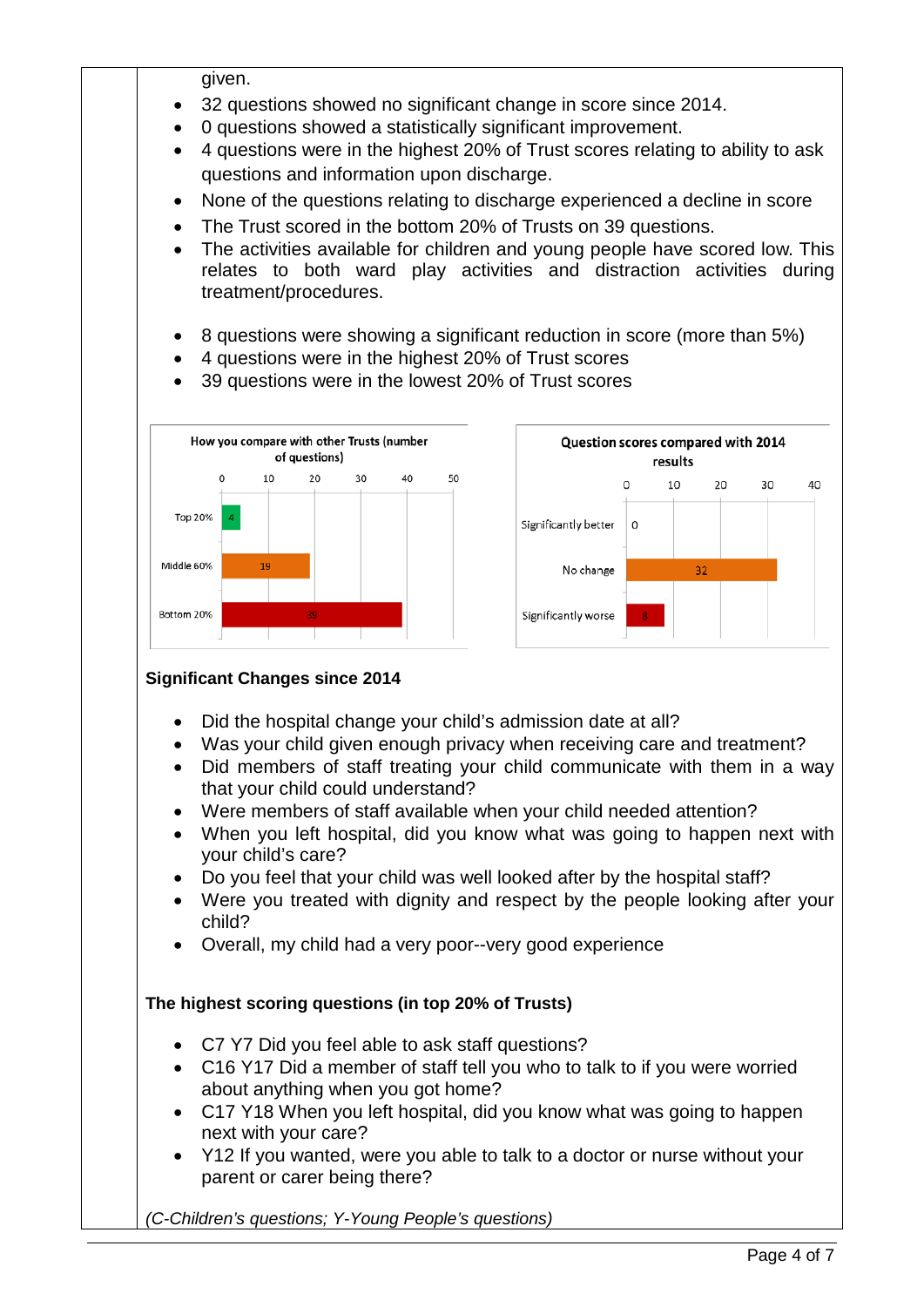given.

- 32 questions showed no significant change in score since 2014.
- 0 questions showed a statistically significant improvement.
- 4 questions were in the highest 20% of Trust scores relating to ability to ask questions and information upon discharge.
- None of the questions relating to discharge experienced a decline in score
- The Trust scored in the bottom 20% of Trusts on 39 questions.
- The activities available for children and young people have scored low. This relates to both ward play activities and distraction activities during treatment/procedures.

- 8 questions were showing a significant reduction in score (more than 5%)
- 4 questions were in the highest 20% of Trust scores
- 39 questions were in the lowest 20% of Trust scores

**How you compare with other Trusts (number of questions)**

| | Number of questions |
|---|---|
| Top 20% | 4 |
| Middle 60% | 19 |
| Bottom 20% | 39 |

**Question scores compared with 2014 results**

| | Number of questions |
|---|---|
| Significantly better | 0 |
| No change | 32 |
| Significantly worse | 8 |

**Significant Changes since 2014**

- Did the hospital change your child's admission date at all?
- Was your child given enough privacy when receiving care and treatment?
- Did members of staff treating your child communicate with them in a way that your child could understand?
- Were members of staff available when your child needed attention?
- When you left hospital, did you know what was going to happen next with your child's care?
- Do you feel that your child was well looked after by the hospital staff?
- Were you treated with dignity and respect by the people looking after your child?
- Overall, my child had a very poor--very good experience

**The highest scoring questions (in top 20% of Trusts)**

- C7 Y7 Did you feel able to ask staff questions?
- C16 Y17 Did a member of staff tell you who to talk to if you were worried about anything when you got home?
- C17 Y18 When you left hospital, did you know what was going to happen next with your care?
- Y12 If you wanted, were you able to talk to a doctor or nurse without your parent or carer being there?

*(C-Children's questions; Y-Young People's questions)*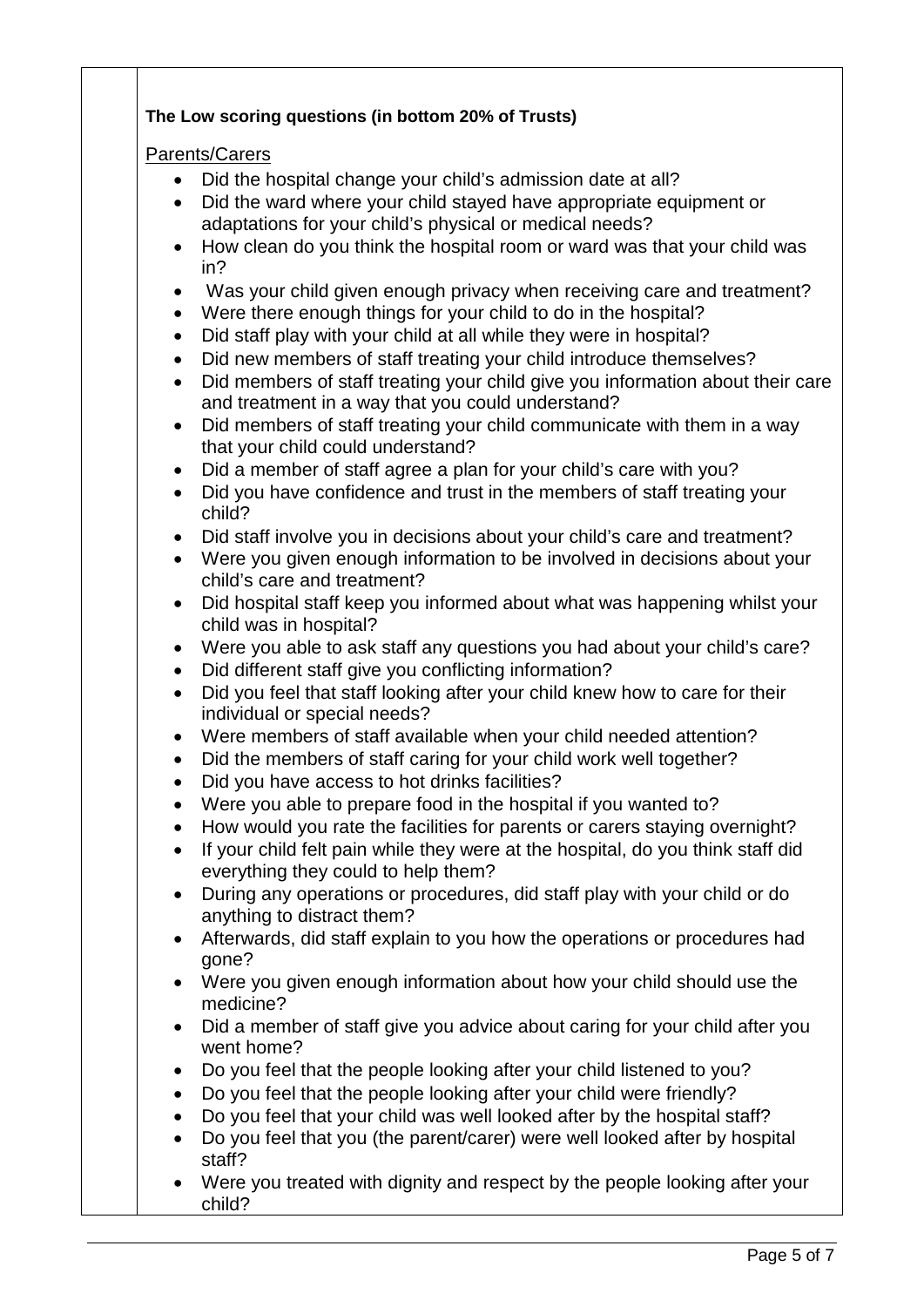**The Low scoring questions (in bottom 20% of Trusts)**

Parents/Carers

- Did the hospital change your child's admission date at all?
- Did the ward where your child stayed have appropriate equipment or adaptations for your child's physical or medical needs?
- How clean do you think the hospital room or ward was that your child was in?
- Was your child given enough privacy when receiving care and treatment?
- Were there enough things for your child to do in the hospital?
- Did staff play with your child at all while they were in hospital?
- Did new members of staff treating your child introduce themselves?
- Did members of staff treating your child give you information about their care and treatment in a way that you could understand?
- Did members of staff treating your child communicate with them in a way that your child could understand?
- Did a member of staff agree a plan for your child's care with you?
- Did you have confidence and trust in the members of staff treating your child?
- Did staff involve you in decisions about your child's care and treatment?
- Were you given enough information to be involved in decisions about your child's care and treatment?
- Did hospital staff keep you informed about what was happening whilst your child was in hospital?
- Were you able to ask staff any questions you had about your child's care?
- Did different staff give you conflicting information?
- Did you feel that staff looking after your child knew how to care for their individual or special needs?
- Were members of staff available when your child needed attention?
- Did the members of staff caring for your child work well together?
- Did you have access to hot drinks facilities?
- Were you able to prepare food in the hospital if you wanted to?
- How would you rate the facilities for parents or carers staying overnight?
- If your child felt pain while they were at the hospital, do you think staff did everything they could to help them?
- During any operations or procedures, did staff play with your child or do anything to distract them?
- Afterwards, did staff explain to you how the operations or procedures had gone?
- Were you given enough information about how your child should use the medicine?
- Did a member of staff give you advice about caring for your child after you went home?
- Do you feel that the people looking after your child listened to you?
- Do you feel that the people looking after your child were friendly?
- Do you feel that your child was well looked after by the hospital staff?
- Do you feel that you (the parent/carer) were well looked after by hospital staff?
- Were you treated with dignity and respect by the people looking after your child?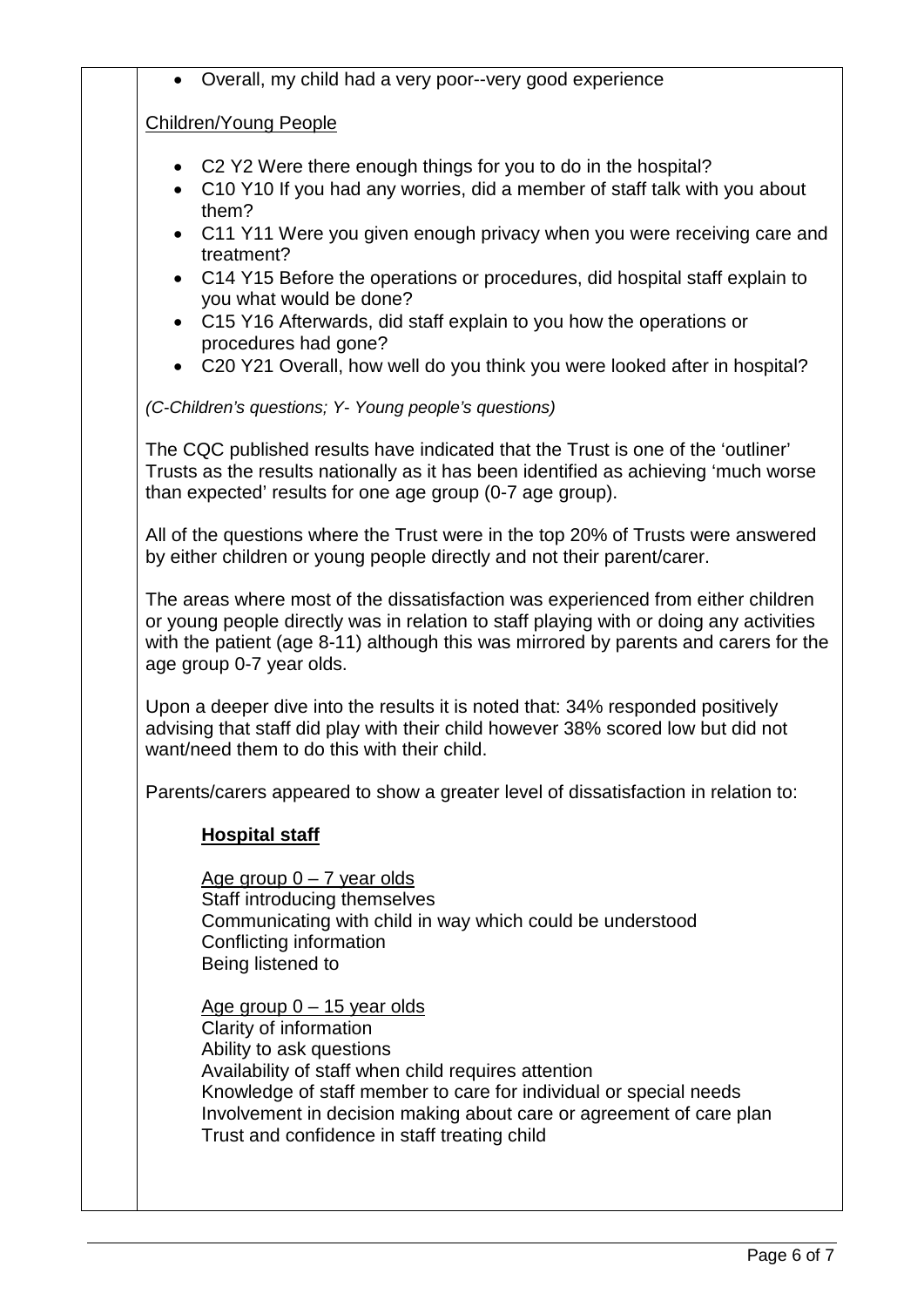- Overall, my child had a very poor--very good experience

Children/Young People

- C2 Y2 Were there enough things for you to do in the hospital?
- C10 Y10 If you had any worries, did a member of staff talk with you about them?
- C11 Y11 Were you given enough privacy when you were receiving care and treatment?
- C14 Y15 Before the operations or procedures, did hospital staff explain to you what would be done?
- C15 Y16 Afterwards, did staff explain to you how the operations or procedures had gone?
- C20 Y21 Overall, how well do you think you were looked after in hospital?

*(C-Children's questions; Y- Young people's questions)*

The CQC published results have indicated that the Trust is one of the 'outliner' Trusts as the results nationally as it has been identified as achieving 'much worse than expected' results for one age group (0-7 age group).

All of the questions where the Trust were in the top 20% of Trusts were answered by either children or young people directly and not their parent/carer.

The areas where most of the dissatisfaction was experienced from either children or young people directly was in relation to staff playing with or doing any activities with the patient (age 8-11) although this was mirrored by parents and carers for the age group 0-7 year olds.

Upon a deeper dive into the results it is noted that: 34% responded positively advising that staff did play with their child however 38% scored low but did not want/need them to do this with their child.

Parents/carers appeared to show a greater level of dissatisfaction in relation to:

**Hospital staff**

Age group 0 – 7 year olds
Staff introducing themselves
Communicating with child in way which could be understood
Conflicting information
Being listened to

Age group 0 – 15 year olds
Clarity of information
Ability to ask questions
Availability of staff when child requires attention
Knowledge of staff member to care for individual or special needs
Involvement in decision making about care or agreement of care plan
Trust and confidence in staff treating child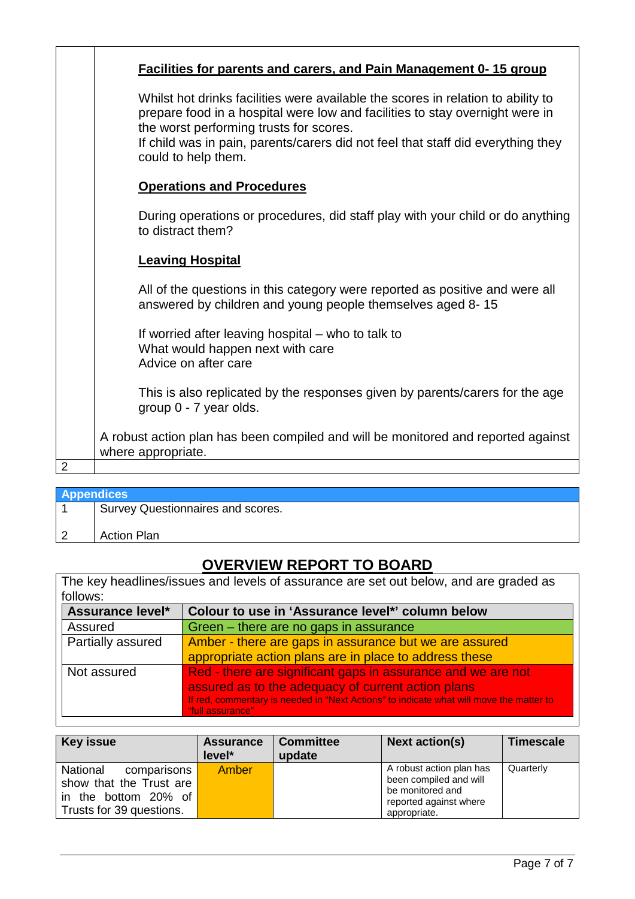| | |
|---|---|
| | **Facilities for parents and carers, and Pain Management 0- 15 group**<br><br>Whilst hot drinks facilities were available the scores in relation to ability to prepare food in a hospital were low and facilities to stay overnight were in the worst performing trusts for scores.<br>If child was in pain, parents/carers did not feel that staff did everything they could to help them.<br><br>**Operations and Procedures**<br><br>During operations or procedures, did staff play with your child or do anything to distract them?<br><br>**Leaving Hospital**<br><br>All of the questions in this category were reported as positive and were all answered by children and young people themselves aged 8- 15<br><br>If worried after leaving hospital – who to talk to<br>What would happen next with care<br>Advice on after care<br><br>This is also replicated by the responses given by parents/carers for the age group 0 - 7 year olds.<br><br>A robust action plan has been compiled and will be monitored and reported against where appropriate. |
| 2 | |

| Appendices | |
|---|---|
| 1 | Survey Questionnaires and scores. |
| 2 | Action Plan |

## OVERVIEW REPORT TO BOARD

The key headlines/issues and levels of assurance are set out below, and are graded as follows:

| Assurance level* | Colour to use in 'Assurance level*' column below |
|---|---|
| Assured | Green – there are no gaps in assurance |
| Partially assured | Amber - there are gaps in assurance but we are assured appropriate action plans are in place to address these |
| Not assured | Red - there are significant gaps in assurance and we are not assured as to the adequacy of current action plans<br>If red, commentary is needed in "Next Actions" to indicate what will move the matter to "full assurance" |

| Key issue | Assurance level* | Committee update | Next action(s) | Timescale |
|---|---|---|---|---|
| National comparisons show that the Trust are in the bottom 20% of Trusts for 39 questions. | Amber | | A robust action plan has been compiled and will be monitored and reported against where appropriate. | Quarterly |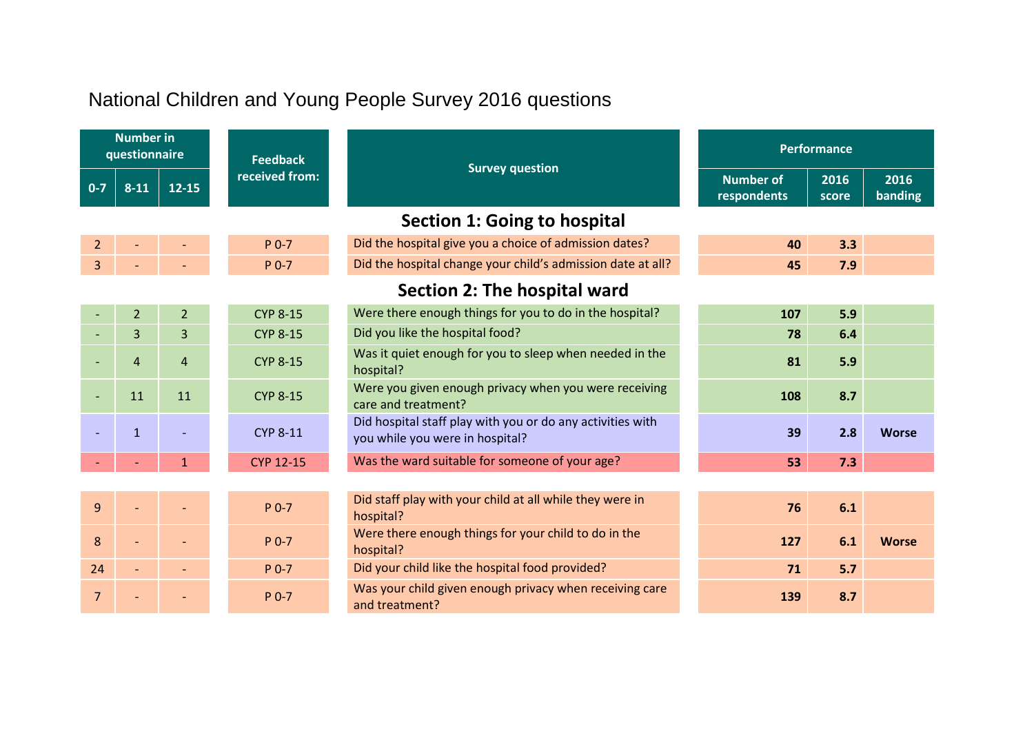# National Children and Young People Survey 2016 questions

| Number in questionnaire | | | Feedback received from: | Survey question | Performance | | |
|---|---|---|---|---|---|---|---|
| 0-7 | 8-11 | 12-15 | | | Number of respondents | 2016 score | 2016 banding |
| | | | | **Section 1: Going to hospital** | | | |
| 2 | - | - | P 0-7 | Did the hospital give you a choice of admission dates? | **40** | **3.3** | |
| 3 | - | - | P 0-7 | Did the hospital change your child's admission date at all? | **45** | **7.9** | |
| | | | | **Section 2: The hospital ward** | | | |
| - | 2 | 2 | CYP 8-15 | Were there enough things for you to do in the hospital? | **107** | **5.9** | |
| - | 3 | 3 | CYP 8-15 | Did you like the hospital food? | **78** | **6.4** | |
| - | 4 | 4 | CYP 8-15 | Was it quiet enough for you to sleep when needed in the hospital? | **81** | **5.9** | |
| - | 11 | 11 | CYP 8-15 | Were you given enough privacy when you were receiving care and treatment? | **108** | **8.7** | |
| - | 1 | - | CYP 8-11 | Did hospital staff play with you or do any activities with you while you were in hospital? | **39** | **2.8** | **Worse** |
| - | - | 1 | CYP 12-15 | Was the ward suitable for someone of your age? | **53** | **7.3** | |
| 9 | - | - | P 0-7 | Did staff play with your child at all while they were in hospital? | **76** | **6.1** | |
| 8 | - | - | P 0-7 | Were there enough things for your child to do in the hospital? | **127** | **6.1** | **Worse** |
| 24 | - | - | P 0-7 | Did your child like the hospital food provided? | **71** | **5.7** | |
| 7 | - | - | P 0-7 | Was your child given enough privacy when receiving care and treatment? | **139** | **8.7** | |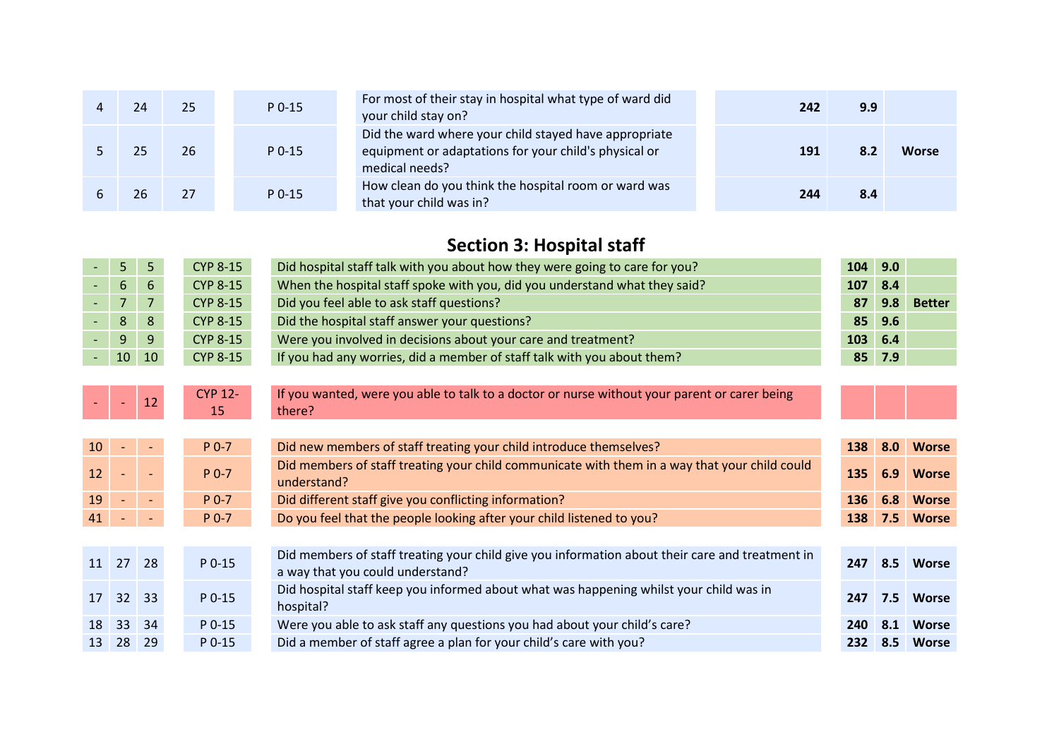| | | | | | | | |
|---|---|---|---|---|---|---|---|
| 4 | 24 | 25 | P 0-15 | For most of their stay in hospital what type of ward did your child stay on? | 242 | 9.9 | |
| 5 | 25 | 26 | P 0-15 | Did the ward where your child stayed have appropriate equipment or adaptations for your child's physical or medical needs? | 191 | 8.2 | Worse |
| 6 | 26 | 27 | P 0-15 | How clean do you think the hospital room or ward was that your child was in? | 244 | 8.4 | |

## Section 3: Hospital staff

| | | | | | | | |
|---|---|---|---|---|---|---|---|
| - | 5 | 5 | CYP 8-15 | Did hospital staff talk with you about how they were going to care for you? | 104 | 9.0 | |
| - | 6 | 6 | CYP 8-15 | When the hospital staff spoke with you, did you understand what they said? | 107 | 8.4 | |
| - | 7 | 7 | CYP 8-15 | Did you feel able to ask staff questions? | 87 | 9.8 | Better |
| - | 8 | 8 | CYP 8-15 | Did the hospital staff answer your questions? | 85 | 9.6 | |
| - | 9 | 9 | CYP 8-15 | Were you involved in decisions about your care and treatment? | 103 | 6.4 | |
| - | 10 | 10 | CYP 8-15 | If you had any worries, did a member of staff talk with you about them? | 85 | 7.9 | |
| - | - | 12 | CYP 12-15 | If you wanted, were you able to talk to a doctor or nurse without your parent or carer being there? | | | |
| 10 | - | - | P 0-7 | Did new members of staff treating your child introduce themselves? | 138 | 8.0 | Worse |
| 12 | - | - | P 0-7 | Did members of staff treating your child communicate with them in a way that your child could understand? | 135 | 6.9 | Worse |
| 19 | - | - | P 0-7 | Did different staff give you conflicting information? | 136 | 6.8 | Worse |
| 41 | - | - | P 0-7 | Do you feel that the people looking after your child listened to you? | 138 | 7.5 | Worse |
| 11 | 27 | 28 | P 0-15 | Did members of staff treating your child give you information about their care and treatment in a way that you could understand? | 247 | 8.5 | Worse |
| 17 | 32 | 33 | P 0-15 | Did hospital staff keep you informed about what was happening whilst your child was in hospital? | 247 | 7.5 | Worse |
| 18 | 33 | 34 | P 0-15 | Were you able to ask staff any questions you had about your child's care? | 240 | 8.1 | Worse |
| 13 | 28 | 29 | P 0-15 | Did a member of staff agree a plan for your child's care with you? | 232 | 8.5 | Worse |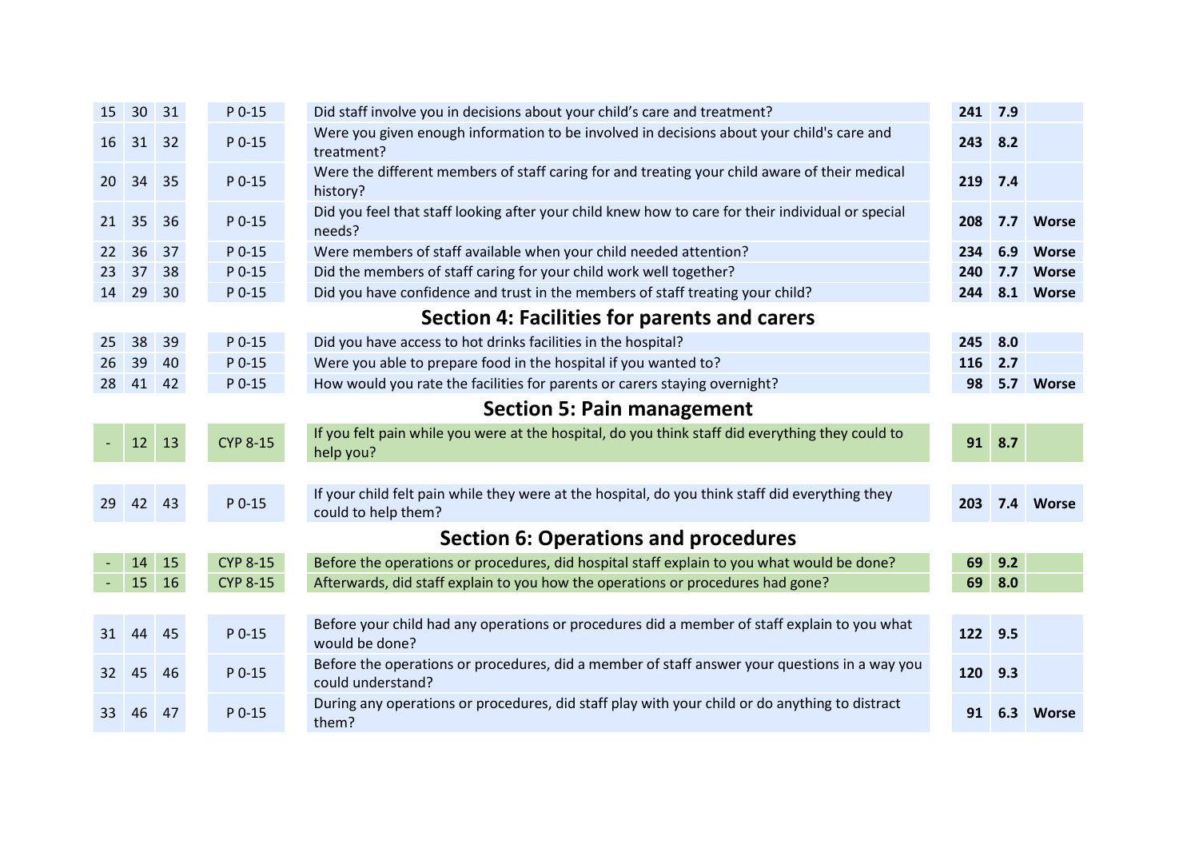| | | | | | | | |
|---|---|---|---|---|---|---|---|
| 15 | 30 | 31 | P 0-15 | Did staff involve you in decisions about your child's care and treatment? | **241** | **7.9** | |
| 16 | 31 | 32 | P 0-15 | Were you given enough information to be involved in decisions about your child's care and treatment? | **243** | **8.2** | |
| 20 | 34 | 35 | P 0-15 | Were the different members of staff caring for and treating your child aware of their medical history? | **219** | **7.4** | |
| 21 | 35 | 36 | P 0-15 | Did you feel that staff looking after your child knew how to care for their individual or special needs? | **208** | **7.7** | **Worse** |
| 22 | 36 | 37 | P 0-15 | Were members of staff available when your child needed attention? | **234** | **6.9** | **Worse** |
| 23 | 37 | 38 | P 0-15 | Did the members of staff caring for your child work well together? | **240** | **7.7** | **Worse** |
| 14 | 29 | 30 | P 0-15 | Did you have confidence and trust in the members of staff treating your child? | **244** | **8.1** | **Worse** |

## Section 4: Facilities for parents and carers

| | | | | | | | |
|---|---|---|---|---|---|---|---|
| 25 | 38 | 39 | P 0-15 | Did you have access to hot drinks facilities in the hospital? | **245** | **8.0** | |
| 26 | 39 | 40 | P 0-15 | Were you able to prepare food in the hospital if you wanted to? | **116** | **2.7** | |
| 28 | 41 | 42 | P 0-15 | How would you rate the facilities for parents or carers staying overnight? | **98** | **5.7** | **Worse** |

## Section 5: Pain management

| | | | | | | | |
|---|---|---|---|---|---|---|---|
| - | 12 | 13 | CYP 8-15 | If you felt pain while you were at the hospital, do you think staff did everything they could to help you? | **91** | **8.7** | |
| 29 | 42 | 43 | P 0-15 | If your child felt pain while they were at the hospital, do you think staff did everything they could to help them? | **203** | **7.4** | **Worse** |

## Section 6: Operations and procedures

| | | | | | | | |
|---|---|---|---|---|---|---|---|
| - | 14 | 15 | CYP 8-15 | Before the operations or procedures, did hospital staff explain to you what would be done? | **69** | **9.2** | |
| - | 15 | 16 | CYP 8-15 | Afterwards, did staff explain to you how the operations or procedures had gone? | **69** | **8.0** | |
| 31 | 44 | 45 | P 0-15 | Before your child had any operations or procedures did a member of staff explain to you what would be done? | **122** | **9.5** | |
| 32 | 45 | 46 | P 0-15 | Before the operations or procedures, did a member of staff answer your questions in a way you could understand? | **120** | **9.3** | |
| 33 | 46 | 47 | P 0-15 | During any operations or procedures, did staff play with your child or do anything to distract them? | **91** | **6.3** | **Worse** |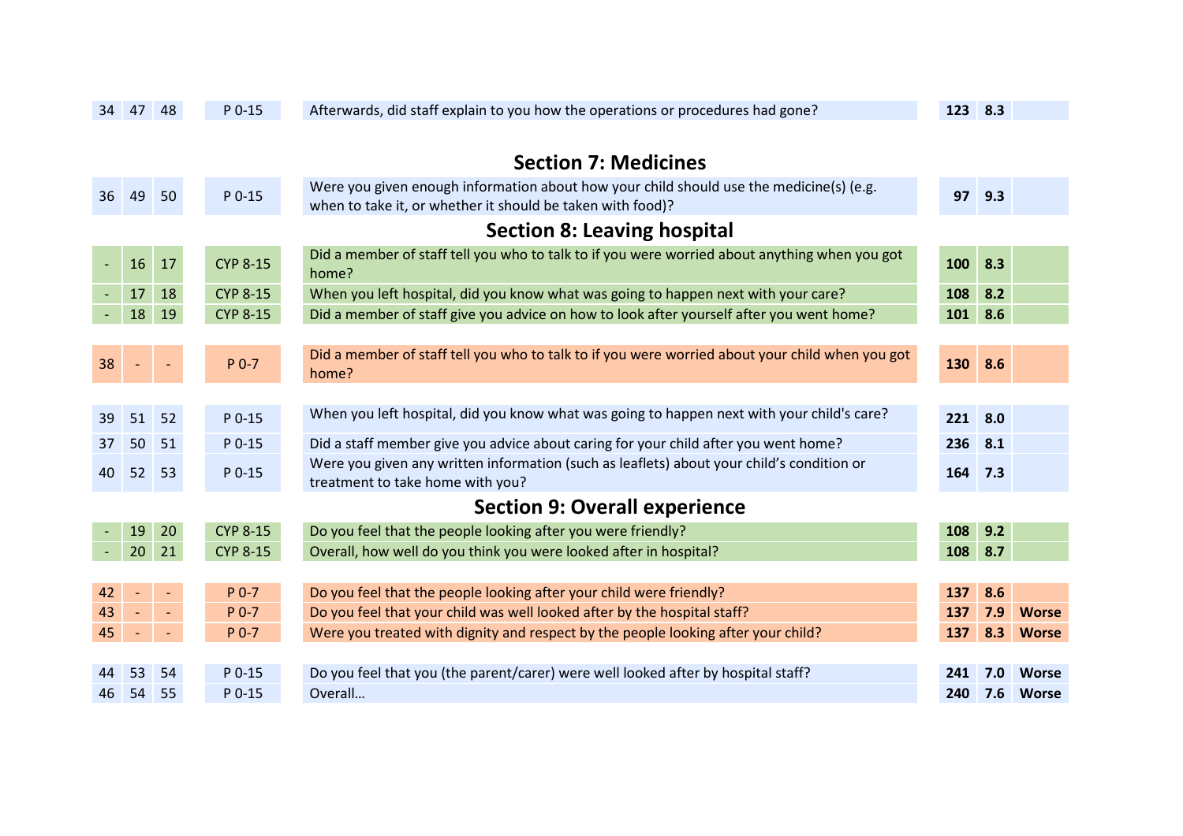| | | | | | | | |
|---|---|---|---|---|---|---|---|
| 34 | 47 | 48 | P 0-15 | Afterwards, did staff explain to you how the operations or procedures had gone? | **123** | **8.3** | |

## Section 7: Medicines

| | | | | | | | |
|---|---|---|---|---|---|---|---|
| 36 | 49 | 50 | P 0-15 | Were you given enough information about how your child should use the medicine(s) (e.g. when to take it, or whether it should be taken with food)? | **97** | **9.3** | |

## Section 8: Leaving hospital

| | | | | | | | |
|---|---|---|---|---|---|---|---|
| - | 16 | 17 | CYP 8-15 | Did a member of staff tell you who to talk to if you were worried about anything when you got home? | **100** | **8.3** | |
| - | 17 | 18 | CYP 8-15 | When you left hospital, did you know what was going to happen next with your care? | **108** | **8.2** | |
| - | 18 | 19 | CYP 8-15 | Did a member of staff give you advice on how to look after yourself after you went home? | **101** | **8.6** | |
| 38 | - | - | P 0-7 | Did a member of staff tell you who to talk to if you were worried about your child when you got home? | **130** | **8.6** | |
| 39 | 51 | 52 | P 0-15 | When you left hospital, did you know what was going to happen next with your child's care? | **221** | **8.0** | |
| 37 | 50 | 51 | P 0-15 | Did a staff member give you advice about caring for your child after you went home? | **236** | **8.1** | |
| 40 | 52 | 53 | P 0-15 | Were you given any written information (such as leaflets) about your child's condition or treatment to take home with you? | **164** | **7.3** | |

## Section 9: Overall experience

| | | | | | | | |
|---|---|---|---|---|---|---|---|
| - | 19 | 20 | CYP 8-15 | Do you feel that the people looking after you were friendly? | **108** | **9.2** | |
| - | 20 | 21 | CYP 8-15 | Overall, how well do you think you were looked after in hospital? | **108** | **8.7** | |
| 42 | - | - | P 0-7 | Do you feel that the people looking after your child were friendly? | **137** | **8.6** | |
| 43 | - | - | P 0-7 | Do you feel that your child was well looked after by the hospital staff? | **137** | **7.9** | **Worse** |
| 45 | - | - | P 0-7 | Were you treated with dignity and respect by the people looking after your child? | **137** | **8.3** | **Worse** |
| 44 | 53 | 54 | P 0-15 | Do you feel that you (the parent/carer) were well looked after by hospital staff? | **241** | **7.0** | **Worse** |
| 46 | 54 | 55 | P 0-15 | Overall… | **240** | **7.6** | **Worse** |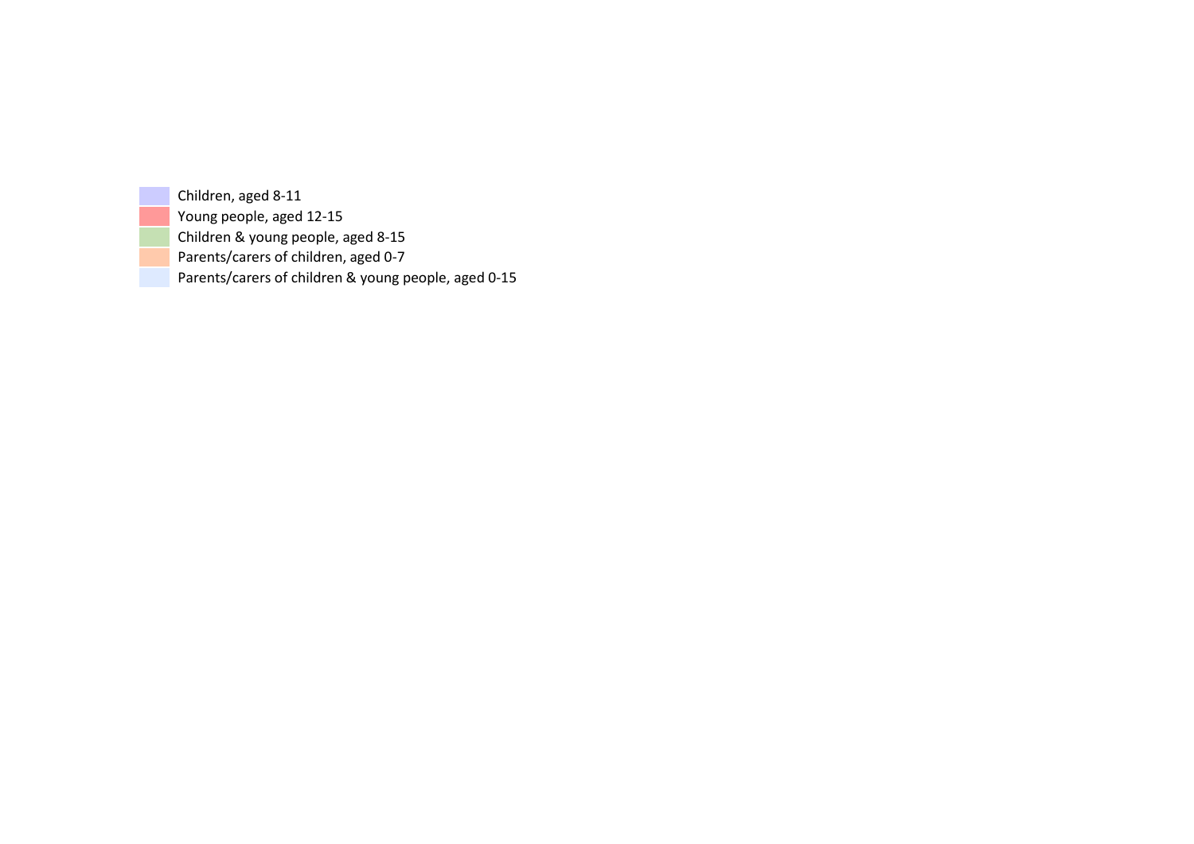- Children, aged 8-11
- Young people, aged 12-15
- Children & young people, aged 8-15
- Parents/carers of children, aged 0-7
- Parents/carers of children & young people, aged 0-15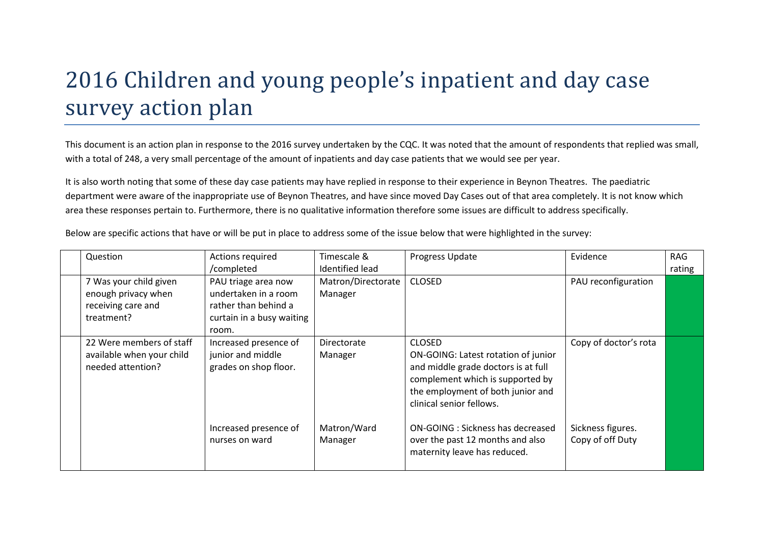# 2016 Children and young people's inpatient and day case survey action plan

This document is an action plan in response to the 2016 survey undertaken by the CQC. It was noted that the amount of respondents that replied was small, with a total of 248, a very small percentage of the amount of inpatients and day case patients that we would see per year.

It is also worth noting that some of these day case patients may have replied in response to their experience in Beynon Theatres. The paediatric department were aware of the inappropriate use of Beynon Theatres, and have since moved Day Cases out of that area completely. It is not know which area these responses pertain to. Furthermore, there is no qualitative information therefore some issues are difficult to address specifically.

Below are specific actions that have or will be put in place to address some of the issue below that were highlighted in the survey:

| | Question | Actions required /completed | Timescale & Identified lead | Progress Update | Evidence | RAG rating |
|---|---|---|---|---|---|---|
| | 7 Was your child given enough privacy when receiving care and treatment? | PAU triage area now undertaken in a room rather than behind a curtain in a busy waiting room. | Matron/Directorate Manager | CLOSED | PAU reconfiguration | |
| | 22 Were members of staff available when your child needed attention? | Increased presence of junior and middle grades on shop floor. | Directorate Manager | CLOSED<br>ON-GOING: Latest rotation of junior and middle grade doctors is at full complement which is supported by the employment of both junior and clinical senior fellows. | Copy of doctor's rota | |
| | | Increased presence of nurses on ward | Matron/Ward Manager | ON-GOING : Sickness has decreased over the past 12 months and also maternity leave has reduced. | Sickness figures. Copy of off Duty | |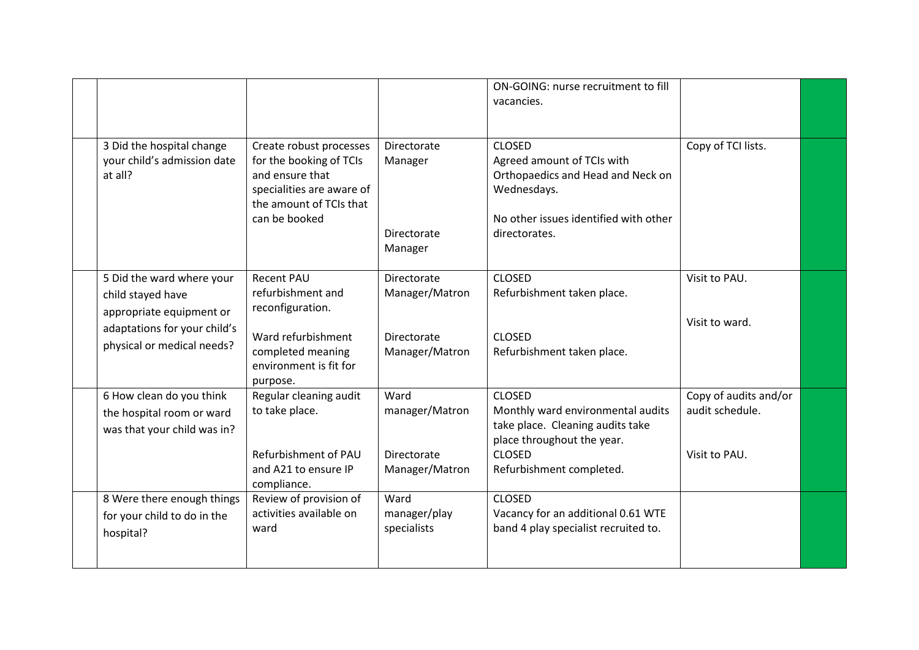| | | | | | | |
|---|---|---|---|---|---|---|
| | | | | ON-GOING: nurse recruitment to fill vacancies. | | |
| | 3 Did the hospital change your child's admission date at all? | Create robust processes for the booking of TCIs and ensure that specialities are aware of the amount of TCIs that can be booked | Directorate Manager<br><br>Directorate Manager | CLOSED<br>Agreed amount of TCIs with Orthopaedics and Head and Neck on Wednesdays.<br><br>No other issues identified with other directorates. | Copy of TCI lists. | |
| | 5 Did the ward where your child stayed have appropriate equipment or adaptations for your child's physical or medical needs? | Recent PAU refurbishment and reconfiguration.<br><br>Ward refurbishment completed meaning environment is fit for purpose. | Directorate Manager/Matron<br><br>Directorate Manager/Matron | CLOSED<br>Refurbishment taken place.<br><br>CLOSED<br>Refurbishment taken place. | Visit to PAU.<br><br>Visit to ward. | |
| | 6 How clean do you think the hospital room or ward was that your child was in? | Regular cleaning audit to take place.<br><br>Refurbishment of PAU and A21 to ensure IP compliance. | Ward manager/Matron<br><br>Directorate Manager/Matron | CLOSED<br>Monthly ward environmental audits take place. Cleaning audits take place throughout the year.<br>CLOSED<br>Refurbishment completed. | Copy of audits and/or audit schedule.<br><br>Visit to PAU. | |
| | 8 Were there enough things for your child to do in the hospital? | Review of provision of activities available on ward | Ward manager/play specialists | CLOSED<br>Vacancy for an additional 0.61 WTE band 4 play specialist recruited to. | | |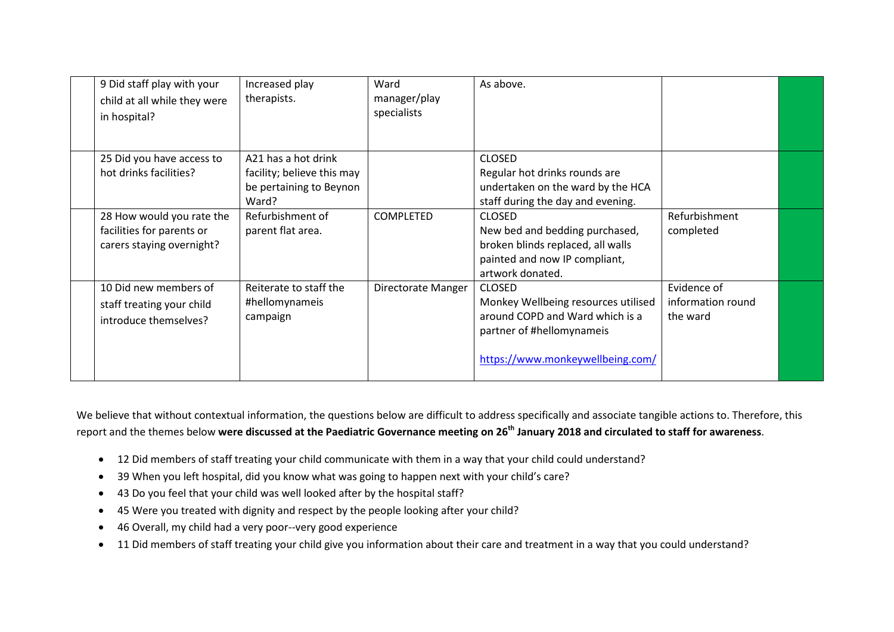| | | | | | | |
|---|---|---|---|---|---|---|
| | 9 Did staff play with your child at all while they were in hospital? | Increased play therapists. | Ward manager/play specialists | As above. | | |
| | 25 Did you have access to hot drinks facilities? | A21 has a hot drink facility; believe this may be pertaining to Beynon Ward? | | CLOSED<br>Regular hot drinks rounds are undertaken on the ward by the HCA staff during the day and evening. | | |
| | 28 How would you rate the facilities for parents or carers staying overnight? | Refurbishment of parent flat area. | COMPLETED | CLOSED<br>New bed and bedding purchased, broken blinds replaced, all walls painted and now IP compliant, artwork donated. | Refurbishment completed | |
| | 10 Did new members of staff treating your child introduce themselves? | Reiterate to staff the #hellomynameis campaign | Directorate Manger | CLOSED<br>Monkey Wellbeing resources utilised around COPD and Ward which is a partner of #hellomynameis<br><br>https://www.monkeywellbeing.com/ | Evidence of information round the ward | |

We believe that without contextual information, the questions below are difficult to address specifically and associate tangible actions to. Therefore, this report and the themes below **were discussed at the Paediatric Governance meeting on 26th January 2018 and circulated to staff for awareness**.

- 12 Did members of staff treating your child communicate with them in a way that your child could understand?
- 39 When you left hospital, did you know what was going to happen next with your child's care?
- 43 Do you feel that your child was well looked after by the hospital staff?
- 45 Were you treated with dignity and respect by the people looking after your child?
- 46 Overall, my child had a very poor--very good experience
- 11 Did members of staff treating your child give you information about their care and treatment in a way that you could understand?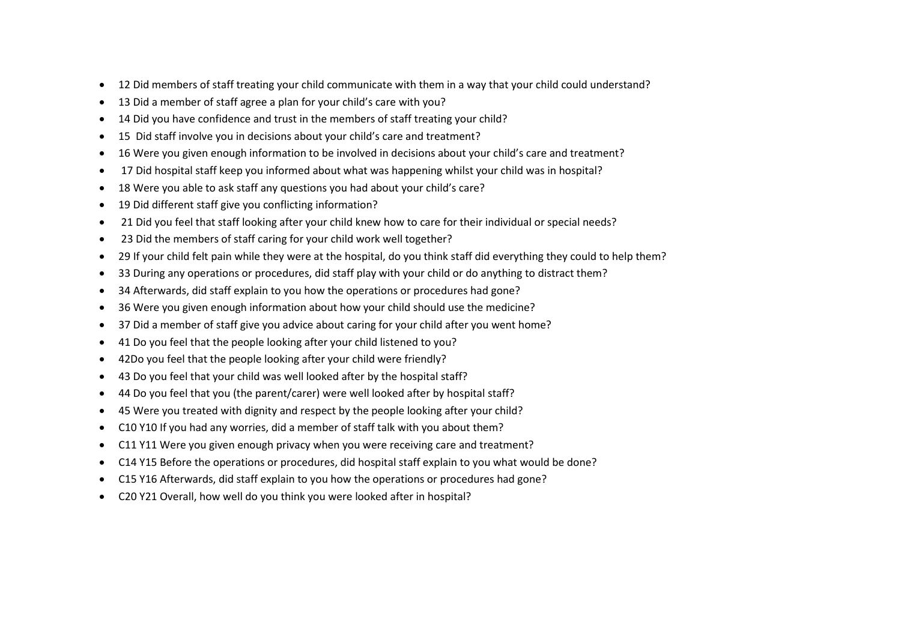- 12 Did members of staff treating your child communicate with them in a way that your child could understand?
- 13 Did a member of staff agree a plan for your child's care with you?
- 14 Did you have confidence and trust in the members of staff treating your child?
- 15 Did staff involve you in decisions about your child's care and treatment?
- 16 Were you given enough information to be involved in decisions about your child's care and treatment?
- 17 Did hospital staff keep you informed about what was happening whilst your child was in hospital?
- 18 Were you able to ask staff any questions you had about your child's care?
- 19 Did different staff give you conflicting information?
- 21 Did you feel that staff looking after your child knew how to care for their individual or special needs?
- 23 Did the members of staff caring for your child work well together?
- 29 If your child felt pain while they were at the hospital, do you think staff did everything they could to help them?
- 33 During any operations or procedures, did staff play with your child or do anything to distract them?
- 34 Afterwards, did staff explain to you how the operations or procedures had gone?
- 36 Were you given enough information about how your child should use the medicine?
- 37 Did a member of staff give you advice about caring for your child after you went home?
- 41 Do you feel that the people looking after your child listened to you?
- 42Do you feel that the people looking after your child were friendly?
- 43 Do you feel that your child was well looked after by the hospital staff?
- 44 Do you feel that you (the parent/carer) were well looked after by hospital staff?
- 45 Were you treated with dignity and respect by the people looking after your child?
- C10 Y10 If you had any worries, did a member of staff talk with you about them?
- C11 Y11 Were you given enough privacy when you were receiving care and treatment?
- C14 Y15 Before the operations or procedures, did hospital staff explain to you what would be done?
- C15 Y16 Afterwards, did staff explain to you how the operations or procedures had gone?
- C20 Y21 Overall, how well do you think you were looked after in hospital?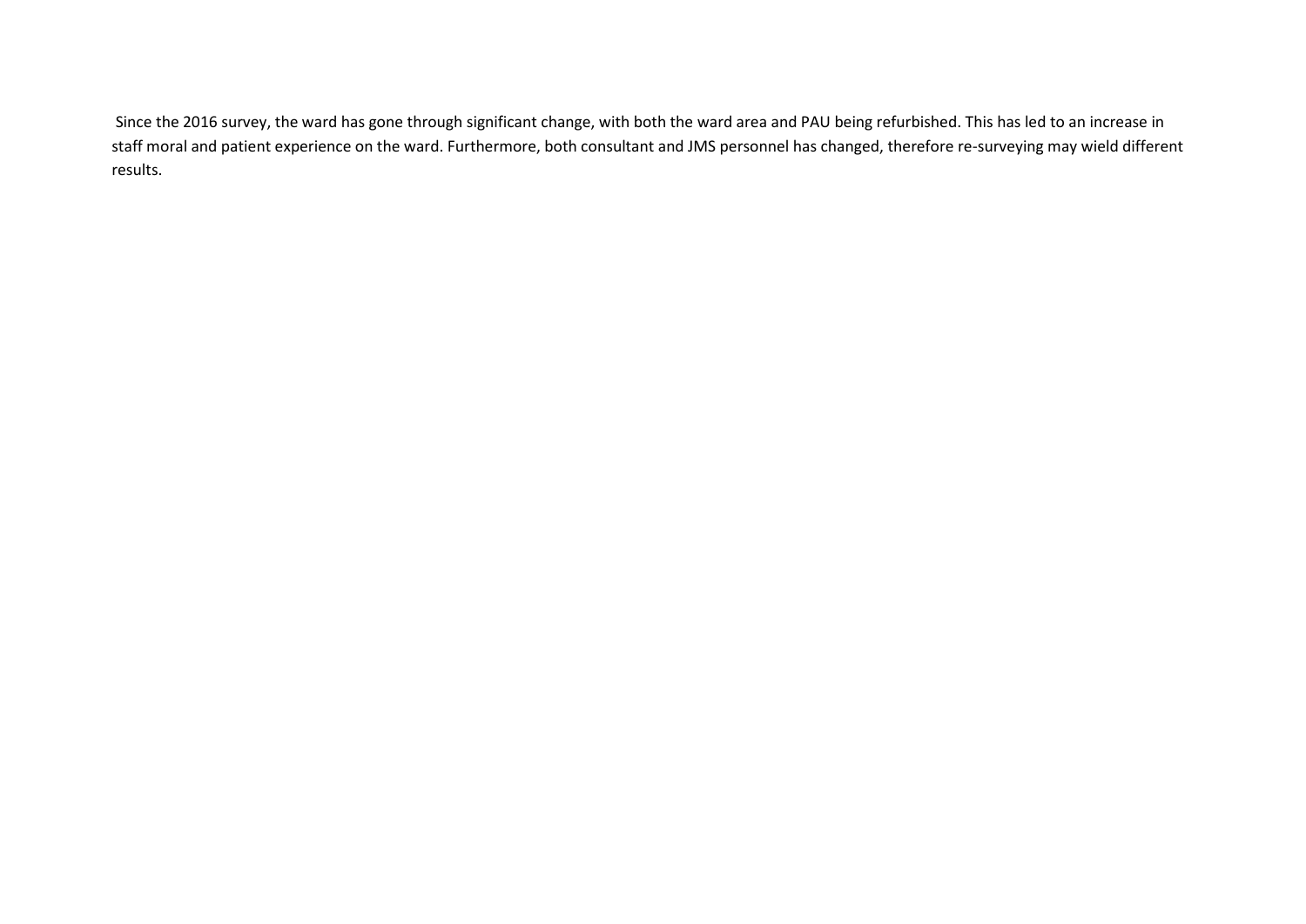Since the 2016 survey, the ward has gone through significant change, with both the ward area and PAU being refurbished. This has led to an increase in staff moral and patient experience on the ward. Furthermore, both consultant and JMS personnel has changed, therefore re-surveying may wield different results.